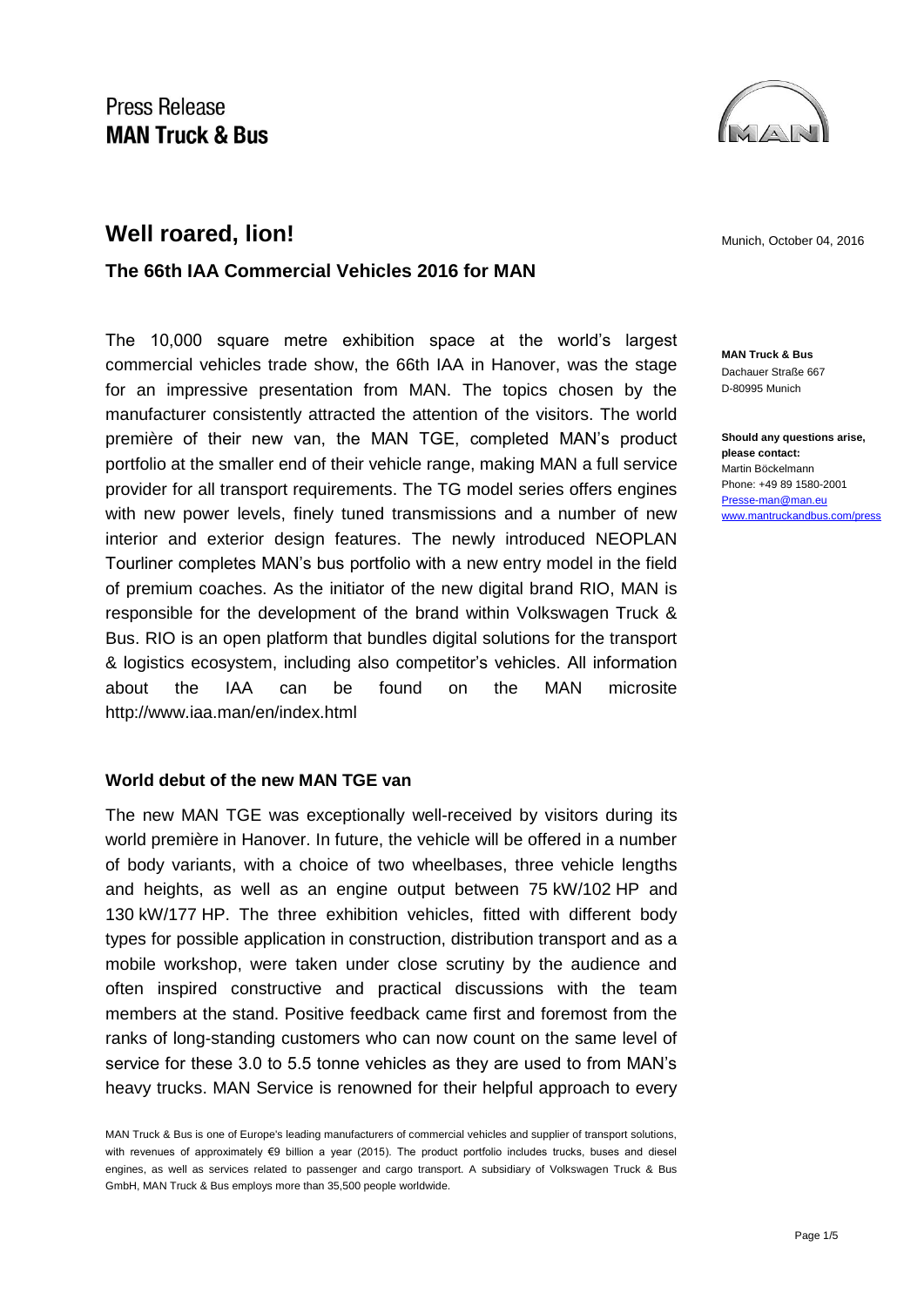Press Release
**MAN Truck & Bus**

# Well roared, lion!

Munich, October 04, 2016

## The 66th IAA Commercial Vehicles 2016 for MAN

**MAN Truck & Bus**
Dachauer Straße 667
D-80995 Munich

**Should any questions arise, please contact:**
Martin Böckelmann
Phone: +49 89 1580-2001
Presse-man@man.eu
www.mantruckandbus.com/press

The 10,000 square metre exhibition space at the world's largest commercial vehicles trade show, the 66th IAA in Hanover, was the stage for an impressive presentation from MAN. The topics chosen by the manufacturer consistently attracted the attention of the visitors. The world première of their new van, the MAN TGE, completed MAN's product portfolio at the smaller end of their vehicle range, making MAN a full service provider for all transport requirements. The TG model series offers engines with new power levels, finely tuned transmissions and a number of new interior and exterior design features. The newly introduced NEOPLAN Tourliner completes MAN's bus portfolio with a new entry model in the field of premium coaches. As the initiator of the new digital brand RIO, MAN is responsible for the development of the brand within Volkswagen Truck & Bus. RIO is an open platform that bundles digital solutions for the transport & logistics ecosystem, including also competitor's vehicles. All information about the IAA can be found on the MAN microsite http://www.iaa.man/en/index.html

### World debut of the new MAN TGE van

The new MAN TGE was exceptionally well-received by visitors during its world première in Hanover. In future, the vehicle will be offered in a number of body variants, with a choice of two wheelbases, three vehicle lengths and heights, as well as an engine output between 75 kW/102 HP and 130 kW/177 HP. The three exhibition vehicles, fitted with different body types for possible application in construction, distribution transport and as a mobile workshop, were taken under close scrutiny by the audience and often inspired constructive and practical discussions with the team members at the stand. Positive feedback came first and foremost from the ranks of long-standing customers who can now count on the same level of service for these 3.0 to 5.5 tonne vehicles as they are used to from MAN's heavy trucks. MAN Service is renowned for their helpful approach to every

MAN Truck & Bus is one of Europe's leading manufacturers of commercial vehicles and supplier of transport solutions, with revenues of approximately €9 billion a year (2015). The product portfolio includes trucks, buses and diesel engines, as well as services related to passenger and cargo transport. A subsidiary of Volkswagen Truck & Bus GmbH, MAN Truck & Bus employs more than 35,500 people worldwide.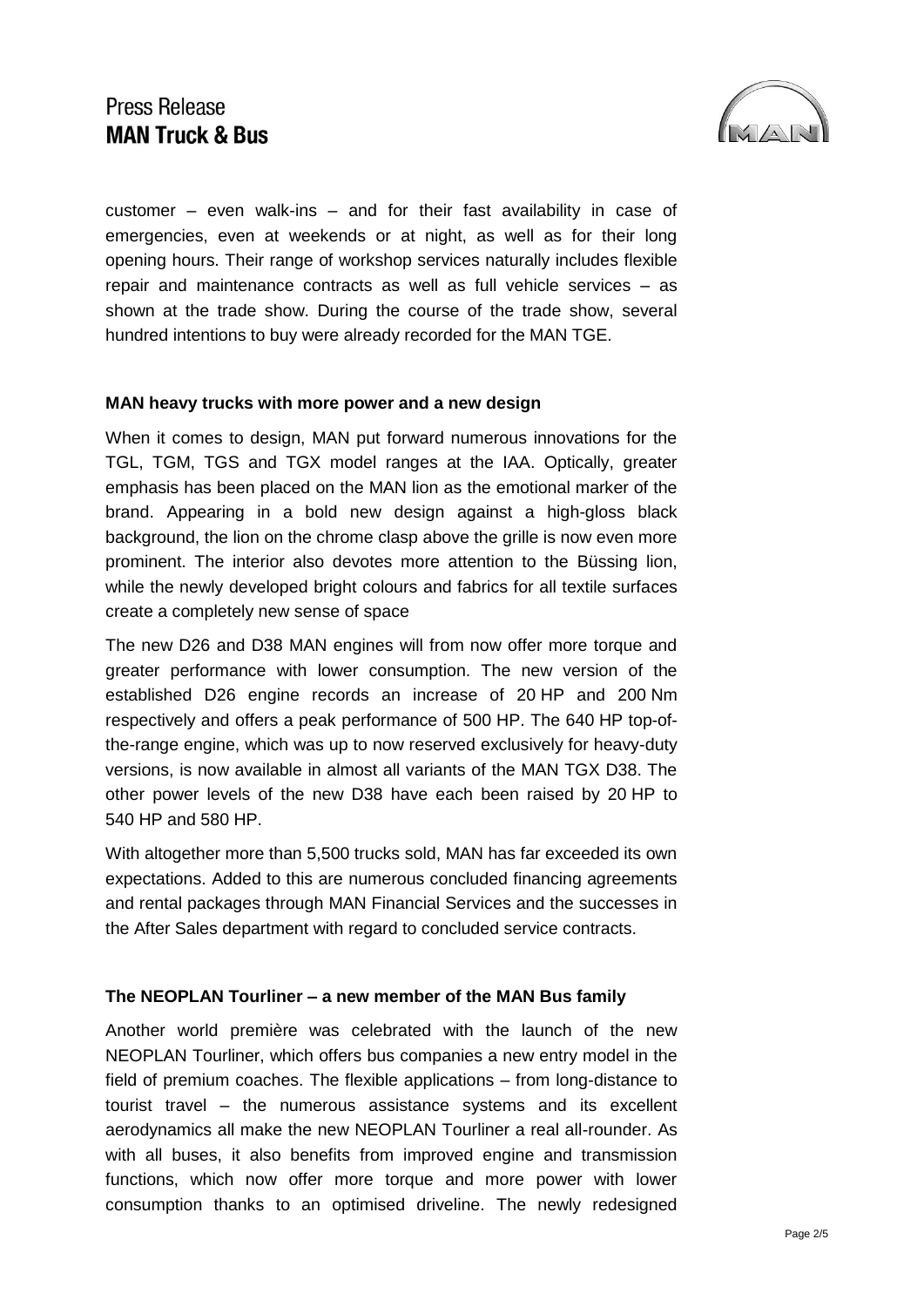customer – even walk-ins – and for their fast availability in case of emergencies, even at weekends or at night, as well as for their long opening hours. Their range of workshop services naturally includes flexible repair and maintenance contracts as well as full vehicle services – as shown at the trade show. During the course of the trade show, several hundred intentions to buy were already recorded for the MAN TGE.

**MAN heavy trucks with more power and a new design**

When it comes to design, MAN put forward numerous innovations for the TGL, TGM, TGS and TGX model ranges at the IAA. Optically, greater emphasis has been placed on the MAN lion as the emotional marker of the brand. Appearing in a bold new design against a high-gloss black background, the lion on the chrome clasp above the grille is now even more prominent. The interior also devotes more attention to the Büssing lion, while the newly developed bright colours and fabrics for all textile surfaces create a completely new sense of space

The new D26 and D38 MAN engines will from now offer more torque and greater performance with lower consumption. The new version of the established D26 engine records an increase of 20 HP and 200 Nm respectively and offers a peak performance of 500 HP. The 640 HP top-of-the-range engine, which was up to now reserved exclusively for heavy-duty versions, is now available in almost all variants of the MAN TGX D38. The other power levels of the new D38 have each been raised by 20 HP to 540 HP and 580 HP.

With altogether more than 5,500 trucks sold, MAN has far exceeded its own expectations. Added to this are numerous concluded financing agreements and rental packages through MAN Financial Services and the successes in the After Sales department with regard to concluded service contracts.

**The NEOPLAN Tourliner – a new member of the MAN Bus family**

Another world première was celebrated with the launch of the new NEOPLAN Tourliner, which offers bus companies a new entry model in the field of premium coaches. The flexible applications – from long-distance to tourist travel – the numerous assistance systems and its excellent aerodynamics all make the new NEOPLAN Tourliner a real all-rounder. As with all buses, it also benefits from improved engine and transmission functions, which now offer more torque and more power with lower consumption thanks to an optimised driveline. The newly redesigned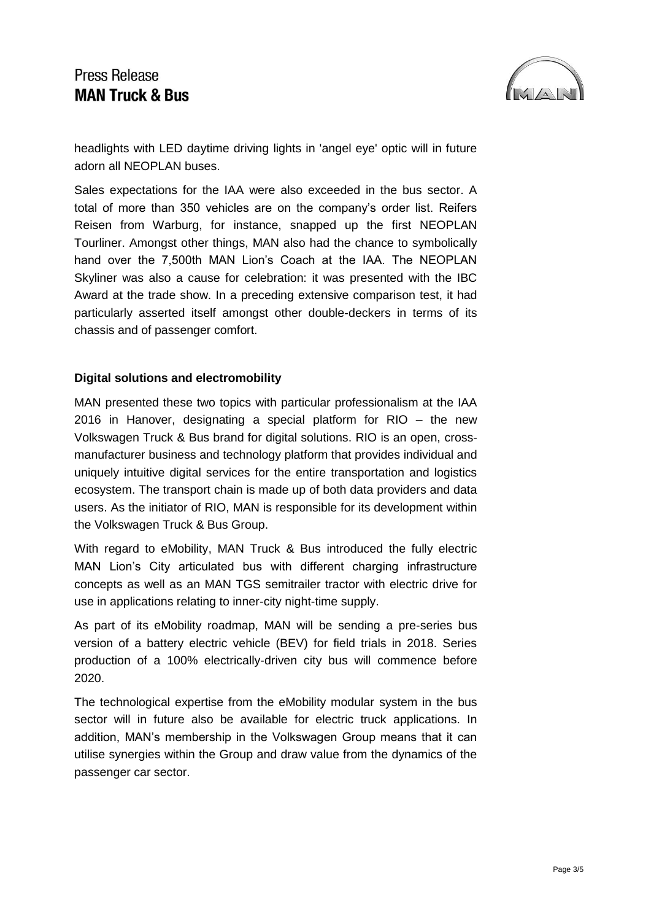headlights with LED daytime driving lights in 'angel eye' optic will in future adorn all NEOPLAN buses.

Sales expectations for the IAA were also exceeded in the bus sector. A total of more than 350 vehicles are on the company's order list. Reifers Reisen from Warburg, for instance, snapped up the first NEOPLAN Tourliner. Amongst other things, MAN also had the chance to symbolically hand over the 7,500th MAN Lion's Coach at the IAA. The NEOPLAN Skyliner was also a cause for celebration: it was presented with the IBC Award at the trade show. In a preceding extensive comparison test, it had particularly asserted itself amongst other double-deckers in terms of its chassis and of passenger comfort.

**Digital solutions and electromobility**

MAN presented these two topics with particular professionalism at the IAA 2016 in Hanover, designating a special platform for RIO – the new Volkswagen Truck & Bus brand for digital solutions. RIO is an open, cross-manufacturer business and technology platform that provides individual and uniquely intuitive digital services for the entire transportation and logistics ecosystem. The transport chain is made up of both data providers and data users. As the initiator of RIO, MAN is responsible for its development within the Volkswagen Truck & Bus Group.

With regard to eMobility, MAN Truck & Bus introduced the fully electric MAN Lion's City articulated bus with different charging infrastructure concepts as well as an MAN TGS semitrailer tractor with electric drive for use in applications relating to inner-city night-time supply.

As part of its eMobility roadmap, MAN will be sending a pre-series bus version of a battery electric vehicle (BEV) for field trials in 2018. Series production of a 100% electrically-driven city bus will commence before 2020.

The technological expertise from the eMobility modular system in the bus sector will in future also be available for electric truck applications. In addition, MAN's membership in the Volkswagen Group means that it can utilise synergies within the Group and draw value from the dynamics of the passenger car sector.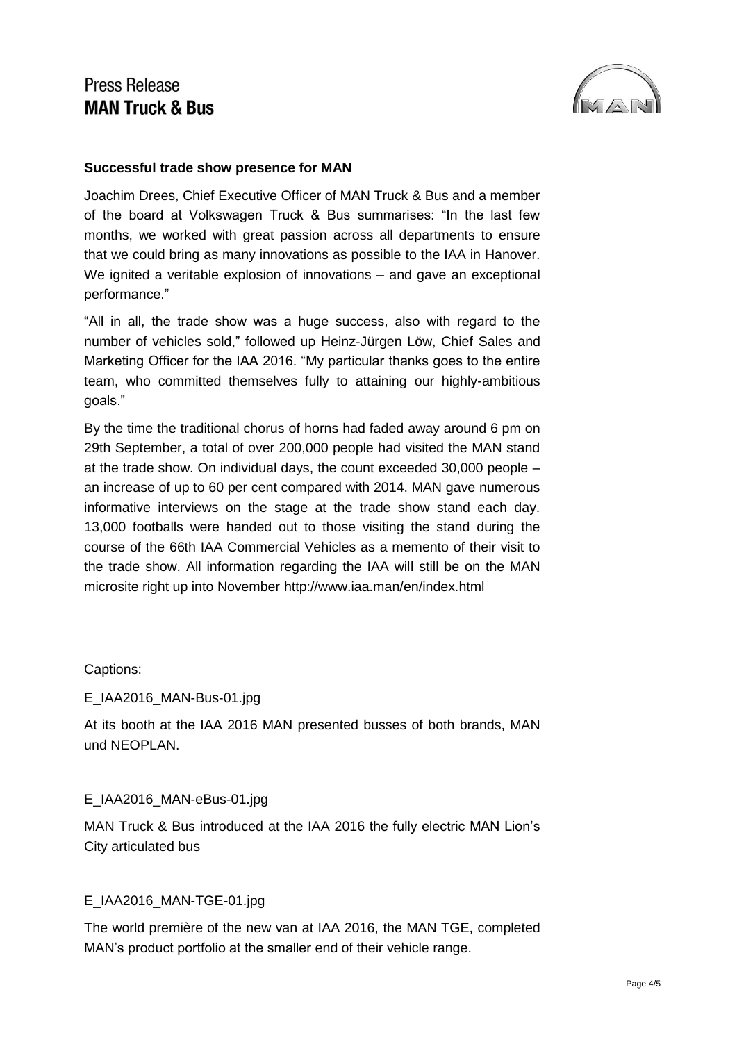### Successful trade show presence for MAN

Joachim Drees, Chief Executive Officer of MAN Truck & Bus and a member of the board at Volkswagen Truck & Bus summarises: “In the last few months, we worked with great passion across all departments to ensure that we could bring as many innovations as possible to the IAA in Hanover. We ignited a veritable explosion of innovations – and gave an exceptional performance.”

“All in all, the trade show was a huge success, also with regard to the number of vehicles sold,” followed up Heinz-Jürgen Löw, Chief Sales and Marketing Officer for the IAA 2016. “My particular thanks goes to the entire team, who committed themselves fully to attaining our highly-ambitious goals.”

By the time the traditional chorus of horns had faded away around 6 pm on 29th September, a total of over 200,000 people had visited the MAN stand at the trade show. On individual days, the count exceeded 30,000 people – an increase of up to 60 per cent compared with 2014. MAN gave numerous informative interviews on the stage at the trade show stand each day. 13,000 footballs were handed out to those visiting the stand during the course of the 66th IAA Commercial Vehicles as a memento of their visit to the trade show. All information regarding the IAA will still be on the MAN microsite right up into November http://www.iaa.man/en/index.html

Captions:

E_IAA2016_MAN-Bus-01.jpg

At its booth at the IAA 2016 MAN presented busses of both brands, MAN und NEOPLAN.

E_IAA2016_MAN-eBus-01.jpg

MAN Truck & Bus introduced at the IAA 2016 the fully electric MAN Lion’s City articulated bus

E_IAA2016_MAN-TGE-01.jpg

The world première of the new van at IAA 2016, the MAN TGE, completed MAN’s product portfolio at the smaller end of their vehicle range.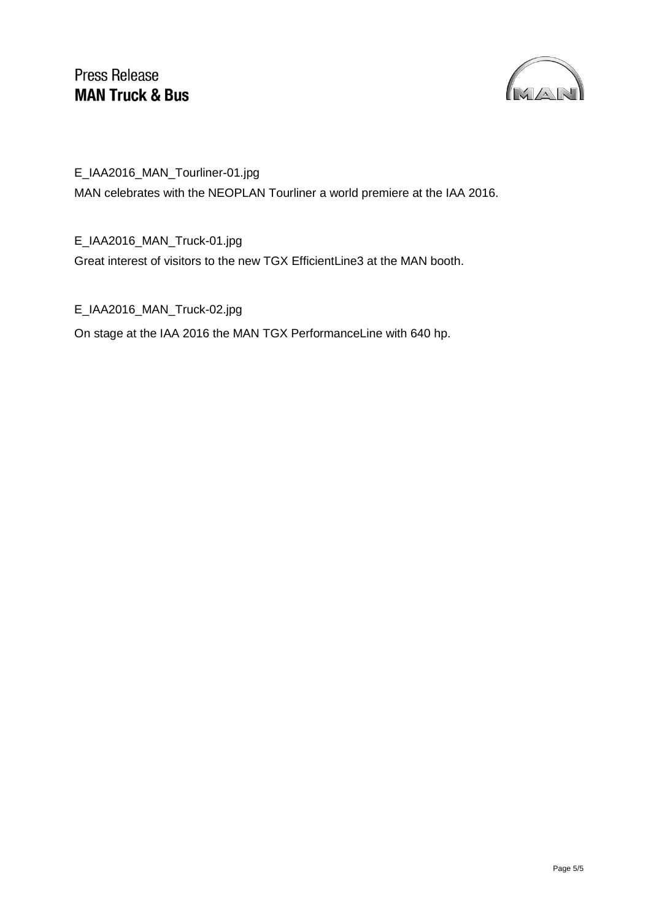E_IAA2016_MAN_Tourliner-01.jpg

MAN celebrates with the NEOPLAN Tourliner a world premiere at the IAA 2016.

E_IAA2016_MAN_Truck-01.jpg

Great interest of visitors to the new TGX EfficientLine3 at the MAN booth.

E_IAA2016_MAN_Truck-02.jpg

On stage at the IAA 2016 the MAN TGX PerformanceLine with 640 hp.